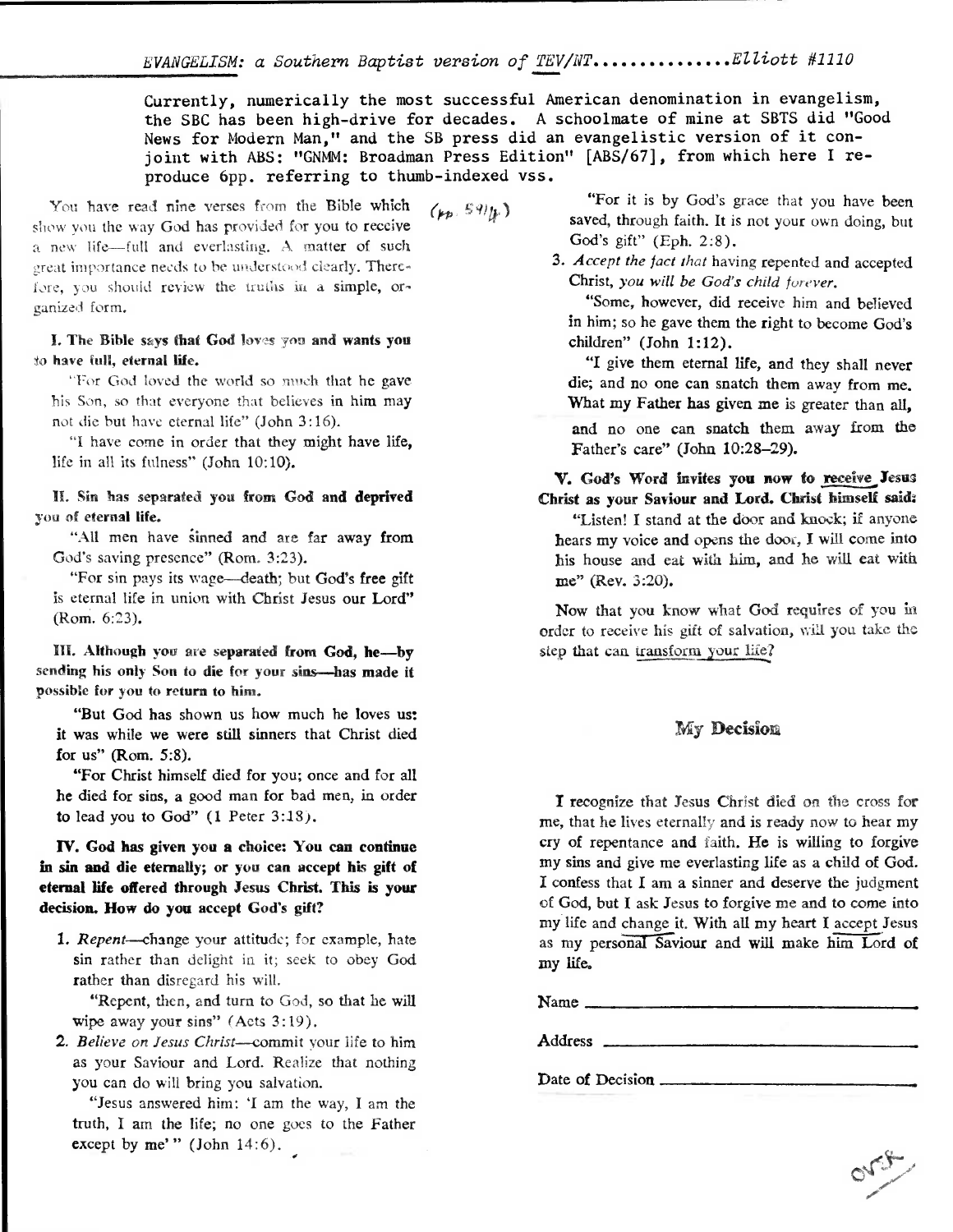*EVANGELISM: a Southern Baptist version of TEV/NT..............Elliott #1110*

Currently, numerically the most successful American denomination in evangelism, the SBC has been high-drive for decades. A schoolmate of mine at SBTS did "Good News for Modern Man," and the SB press did an evangelistic version of it conjoint with ABS: "GNMM: Broadman Press Edition" [ABS/67], from which here I reproduce 6pp. referring to thumb-indexed vss.

(pp. 541f.)

You have read nine verses from the Bible which show you the way God has provided for you to receive a new life—full and everlasting. A matter of such great importance needs to be understood clearly. Therefore, you should review the truths in a simple, organized form.

**I. The Bible says that God loves you and wants you to have full, eternal life.**

"For God loved the world so much that he gave his Son, so that everyone that believes in him may not die but have eternal life" (John 3:16).

"I have come in order that they might have life, life in all its fulness" (John 10:10).

**II. Sin has separated you from God and deprived you of eternal life.**

"All men have sinned and are far away from God's saving presence" (Rom. 3:23).

"For sin pays its wage—death; but God's free gift is eternal life in union with Christ Jesus our Lord" (Rom. 6:23).

**III. Although you are separated from God, he—by sending his only Son to die for your sins—has made it possible for you to return to him.**

"But God has shown us how much he loves us: it was while we were still sinners that Christ died for us" (Rom. 5:8).

"For Christ himself died for you; once and for all he died for sins, a good man for bad men, in order to lead you to God" (1 Peter 3:18).

**IV. God has given you a choice: You can continue in sin and die eternally; or you can accept his gift of eternal life offered through Jesus Christ. This is your decision. How do you accept God's gift?**

1. *Repent*—change your attitude; for example, hate sin rather than delight in it; seek to obey God rather than disregard his will.

   "Repent, then, and turn to God, so that he will wipe away your sins" (Acts 3:19).

2. *Believe on Jesus Christ*—commit your life to him as your Saviour and Lord. Realize that nothing you can do will bring you salvation.

   "Jesus answered him: 'I am the way, I am the truth, I am the life; no one goes to the Father except by me'" (John 14:6).

   "For it is by God's grace that you have been saved, through faith. It is not your own doing, but God's gift" (Eph. 2:8).

3. *Accept the fact that* having repented and accepted Christ, *you will be God's child forever.*

   "Some, however, did receive him and believed in him; so he gave them the right to become God's children" (John 1:12).

   "I give them eternal life, and they shall never die; and no one can snatch them away from me. What my Father has given me is greater than all, and no one can snatch them away from the Father's care" (John 10:28–29).

**V. God's Word invites you now to receive Jesus Christ as your Saviour and Lord. Christ himself said:**

"Listen! I stand at the door and knock; if anyone hears my voice and opens the door, I will come into his house and eat with him, and he will eat with me" (Rev. 3:20).

Now that you know what God requires of you in order to receive his gift of salvation, will you take the step that can transform your life?

## My Decision

I recognize that Jesus Christ died on the cross for me, that he lives eternally and is ready now to hear my cry of repentance and faith. He is willing to forgive my sins and give me everlasting life as a child of God. I confess that I am a sinner and deserve the judgment of God, but I ask Jesus to forgive me and to come into my life and change it. With all my heart I accept Jesus as my personal Saviour and will make him Lord of my life.

Name ______________________________

Address ______________________________

Date of Decision ______________________________

over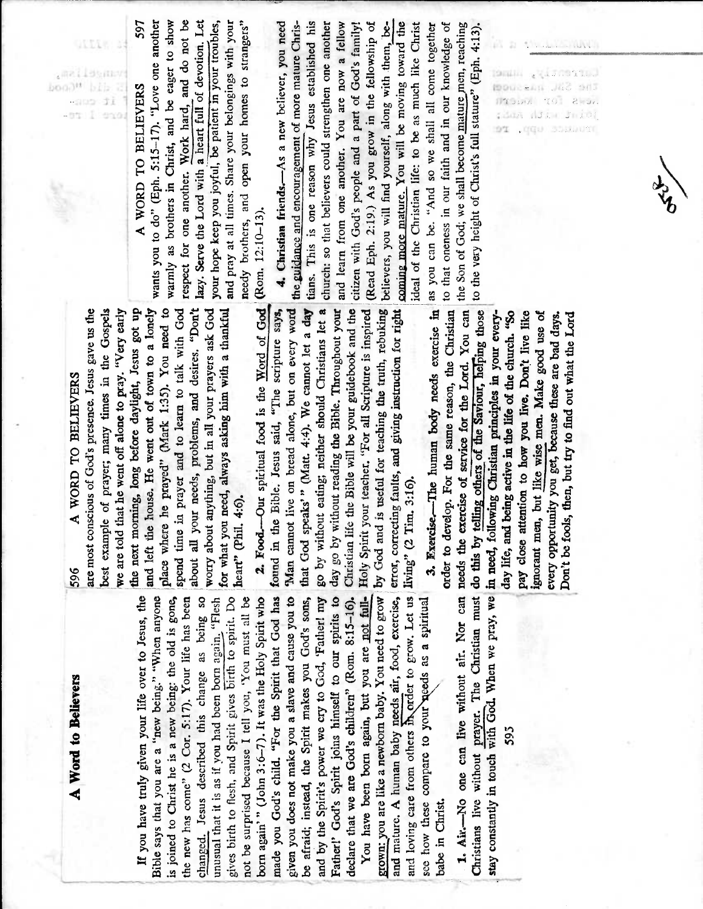# A Word to Believers

If you have truly given your life over to Jesus, the Bible says that you are a "new being." "When anyone is joined to Christ he is a new being; the old is gone, the new has come" (2 Cor. 5:17). Your life has been changed. Jesus described this change as being so unusual that it is as if you had been born again. "Flesh gives birth to flesh, and Spirit gives birth to spirit. Do not be surprised because I tell you, 'You must all be born again'" (John 3:6–7). It was the Holy Spirit who made you God's child. "For the Spirit that God has given you does not make you a slave and cause you to be afraid; instead, the Spirit makes you God's sons, and by the Spirit's power we cry to God, 'Father! my Father!' God's Spirit joins himself to our spirits to declare that we are God's children" (Rom. 8:15–16).

You have been born again, but you are not full-grown: you are like a newborn baby. You need to grow and mature. A human baby needs air, food, exercise, and loving care from others in order to grow. Let us see how these compare to your needs as a spiritual babe in Christ.

**1. Air.**—No one can live without air. Nor can Christians live without prayer. The Christian must stay constantly in touch with God. When we pray, we are most conscious of God's presence. Jesus gave us the best example of prayer; many times in the Gospels we are told that he went off alone to pray. "Very early the next morning, long before daylight, Jesus got up and left the house. He went out of town to a lonely place where he prayed" (Mark 1:35). You need to spend time in prayer and to learn to talk with God about all your needs, problems, and desires. "Don't worry about anything, but in all your prayers ask God for what you need, always asking him with a thankful heart" (Phil. 4:6).

**2. Food.**—Our spiritual food is the Word of God found in the Bible. Jesus said, "The scripture says, 'Man cannot live on bread alone, but on every word that God speaks'" (Matt. 4:4). We cannot let a day go by without eating; neither should Christians let a day go by without reading the Bible. Throughout your Christian life the Bible will be your guidebook and the Holy Spirit your teacher. "For all Scripture is inspired by God and is useful for teaching the truth, rebuking error, correcting faults, and giving instruction for right living" (2 Tim. 3:16).

**3. Exercise.**—The human body needs exercise in order to develop. For the same reason, the Christian needs the exercise of service for the Lord. You can do this by telling others of the Saviour, helping those in need, following Christian principles in your everyday life, and being active in the life of the church. "So pay close attention to how you live. Don't live like ignorant men, but like wise men. Make good use of every opportunity you get, because these are bad days. Don't be fools, then, but try to find out what the Lord wants you to do" (Eph. 5:15–17). "Love one another warmly as brothers in Christ, and be eager to show respect for one another. Work hard, and do not be lazy. Serve the Lord with a heart full of devotion. Let your hope keep you joyful, be patient in your troubles, and pray at all times. Share your belongings with your needy brothers, and open your homes to strangers" (Rom. 12:10–13).

**4. Christian friends.**—As a new believer, you need the guidance and encouragement of more mature Christians. This is one reason why Jesus established his church: so that believers could strengthen one another and learn from one another. You are now a fellow citizen with God's people and a part of God's family! (Read Eph. 2:19.) As you grow in the fellowship of believers, you will find yourself, along with them, becoming more mature. You will be moving toward the ideal of the Christian life: to be as much like Christ as you can be. "And so we shall all come together to that oneness in our faith and in our knowledge of the Son of God; we shall become mature men, reaching to the very height of Christ's full stature" (Eph. 4:13).